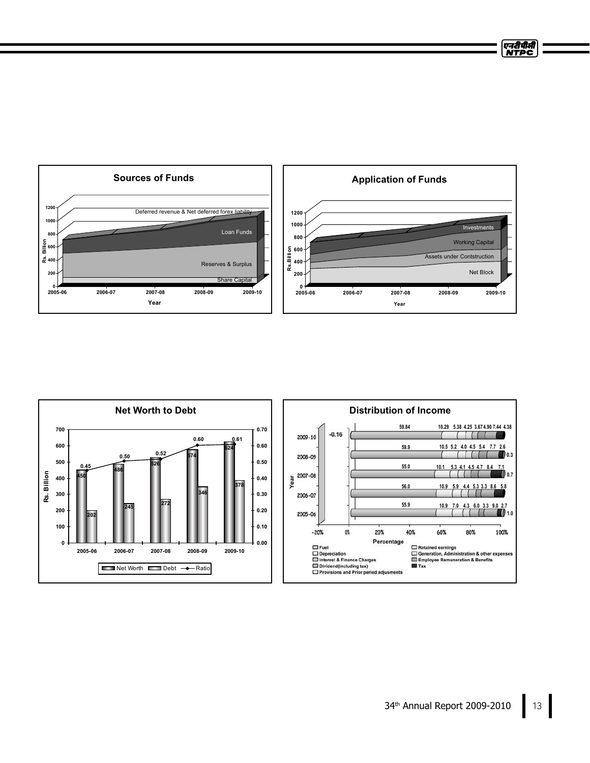## Sources of Funds

Rs. Billion (0–1200) by Year (2005-06 to 2009-10): Share Capital, Reserves & Surplus, Loan Funds, Deferred revenue & Net deferred forex liability

## Application of Funds

Rs.Billion (0–1200) by Year (2005-06 to 2009-10): Net Block, Assets under Contstruction, Working Capital, Investments

## Net Worth to Debt

| Year | Net Worth (Rs. Billion) | Debt (Rs. Billion) | Ratio |
|---|---|---|---|
| 2005-06 | 450 | 202 | 0.45 |
| 2006-07 | 486 | 245 | 0.50 |
| 2007-08 | 526 | 272 | 0.52 |
| 2008-09 | 574 | 346 | 0.60 |
| 2009-10 | 624 | 378 | 0.61 |

## Distribution of Income

| Year | Values (Percentage) |
|---|---|
| 2009-10 | -0.16, 59.84, 10.29, 5.38, 4.25, 3.67, 4.90, 7.44, 4.38 |
| 2008-09 | 59.9, 10.5, 5.2, 4.0, 4.5, 5.4, 7.7, 2.6, 0.3 |
| 2007-08 | 55.0, 10.1, 5.3, 4.1, 4.5, 4.7, 8.4, 7.1, 0.7 |
| 2006-07 | 56.0, 10.9, 5.9, 4.4, 5.3, 3.3, 8.6, 5.8 |
| 2005-06 | 55.9, 10.9, 7.0, 4.3, 6.0, 3.3, 9.0, 2.7, 1.0 |

Legend: Fuel; Depreciation; Interest & Finance Charges; Dividend(including tax); Provisions and Prior period adjusments; Retained earnings; Generation, Administration & other expenses; Employee Remuneration & Benefits; Tax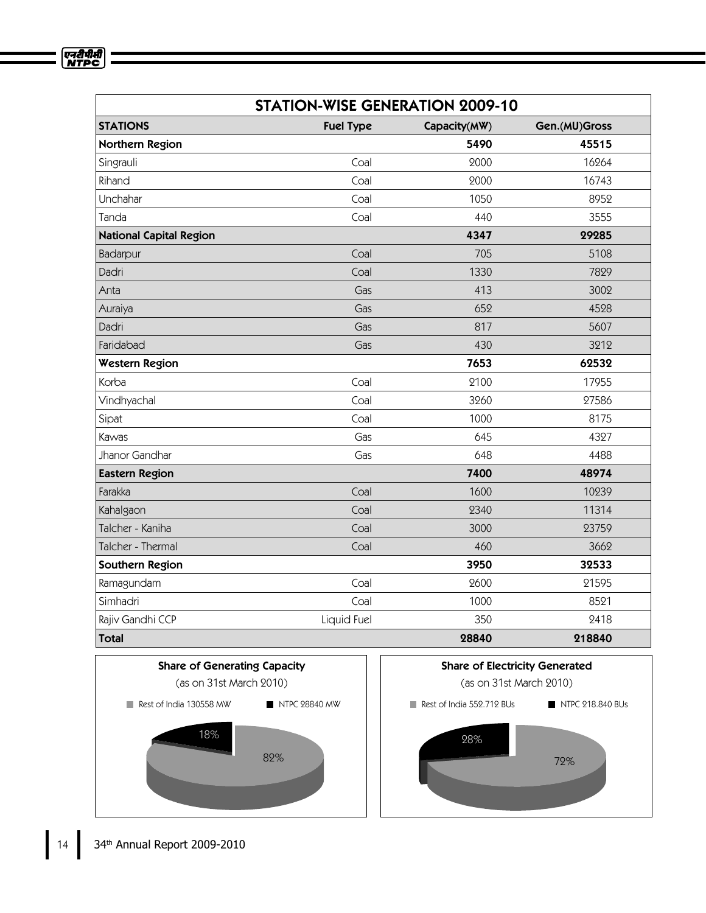| STATION-WISE GENERATION 2009-10 | | | |
|---|---|---|---|
| **STATIONS** | **Fuel Type** | **Capacity(MW)** | **Gen.(MU)Gross** |
| **Northern Region** | | **5490** | **45515** |
| Singrauli | Coal | 2000 | 16264 |
| Rihand | Coal | 2000 | 16743 |
| Unchahar | Coal | 1050 | 8952 |
| Tanda | Coal | 440 | 3555 |
| **National Capital Region** | | **4347** | **29285** |
| Badarpur | Coal | 705 | 5108 |
| Dadri | Coal | 1330 | 7829 |
| Anta | Gas | 413 | 3002 |
| Auraiya | Gas | 652 | 4528 |
| Dadri | Gas | 817 | 5607 |
| Faridabad | Gas | 430 | 3212 |
| **Western Region** | | **7653** | **62532** |
| Korba | Coal | 2100 | 17955 |
| Vindhyachal | Coal | 3260 | 27586 |
| Sipat | Coal | 1000 | 8175 |
| Kawas | Gas | 645 | 4327 |
| Jhanor Gandhar | Gas | 648 | 4488 |
| **Eastern Region** | | **7400** | **48974** |
| Farakka | Coal | 1600 | 10239 |
| Kahalgaon | Coal | 2340 | 11314 |
| Talcher - Kaniha | Coal | 3000 | 23759 |
| Talcher - Thermal | Coal | 460 | 3662 |
| **Southern Region** | | **3950** | **32533** |
| Ramagundam | Coal | 2600 | 21595 |
| Simhadri | Coal | 1000 | 8521 |
| Rajiv Gandhi CCP | Liquid Fuel | 350 | 2418 |
| **Total** | | **28840** | **218840** |

**Share of Generating Capacity**

(as on 31st March 2010)

Rest of India 130558 MW — 82%

NTPC 28840 MW — 18%

**Share of Electricity Generated**

(as on 31st March 2010)

Rest of India 552.712 BUs — 72%

NTPC 218.840 BUs — 28%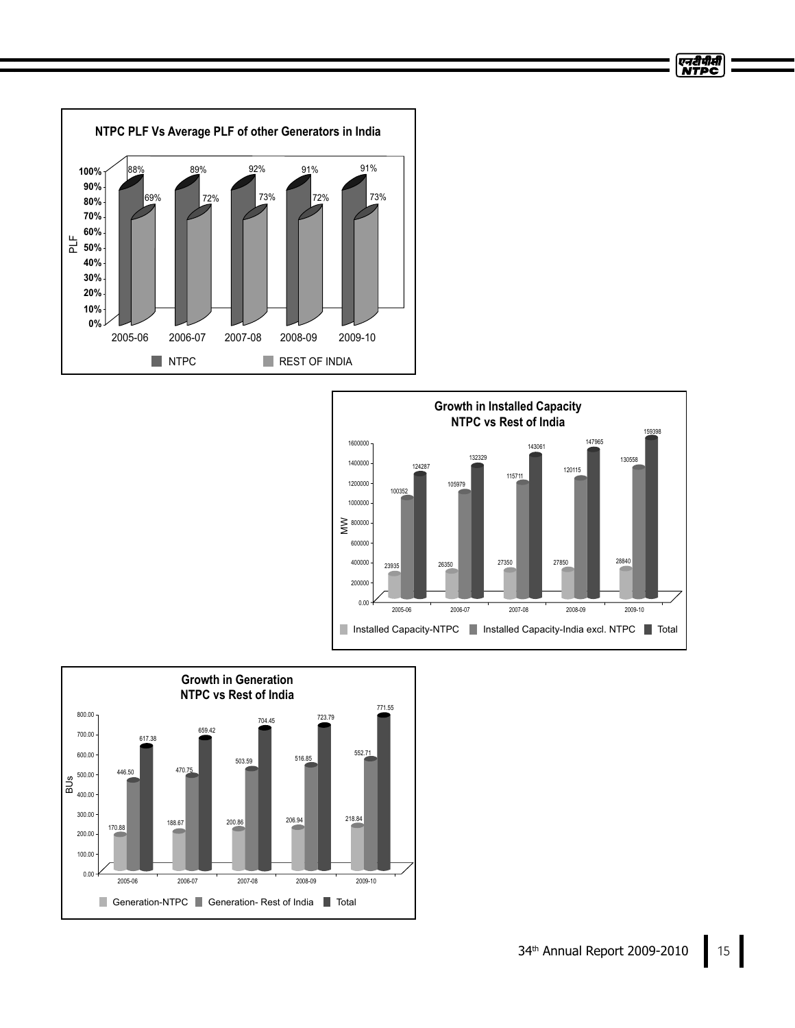**NTPC PLF Vs Average PLF of other Generators in India**

PLF

100%
90%
80%
70%
60%
50%
40%
30%
20%
10%
0%

88% 69%
89% 72%
92% 73%
91% 72%
91% 73%

2005-06 2006-07 2007-08 2008-09 2009-10

NTPC REST OF INDIA

**Growth in Installed Capacity NTPC vs Rest of India**

MW

1600000
1400000
1200000
1000000
800000
600000
400000
200000
0.00

2005-06: 23935 100352 124287
2006-07: 26350 105979 132329
2007-08: 27350 115711 143061
2008-09: 27850 120115 147965
2009-10: 28840 130558 159398

Installed Capacity-NTPC Installed Capacity-India excl. NTPC Total

**Growth in Generation NTPC vs Rest of India**

BUs

800.00
700.00
600.00
500.00
400.00
300.00
200.00
100.00
0.00

2005-06: 170.88 446.50 617.38
2006-07: 188.67 470.75 659.42
2007-08: 200.86 503.59 704.45
2008-09: 206.94 516.85 723.79
2009-10: 218.84 552.71 771.55

Generation-NTPC Generation- Rest of India Total